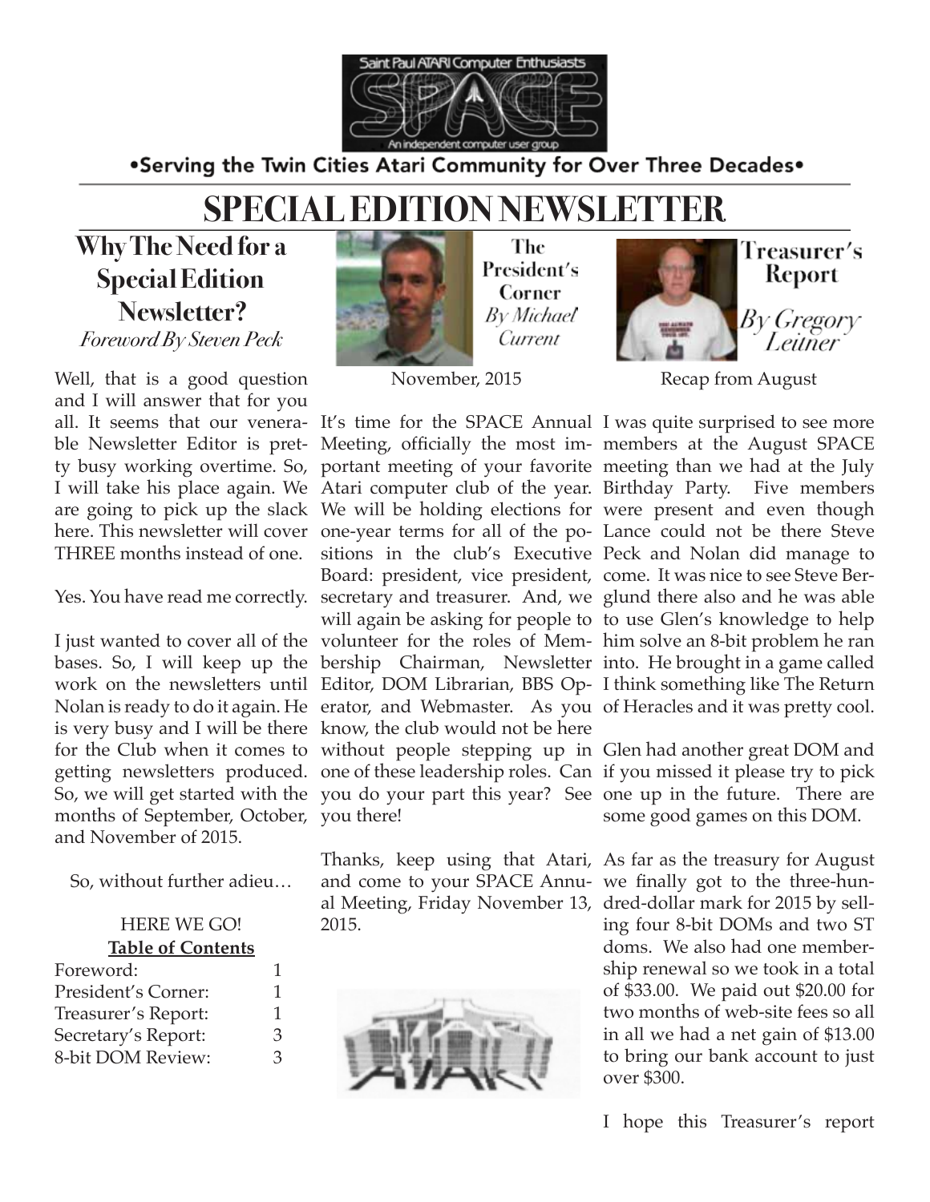Saint Paul ATARI Computer Enthusiasts

SPACE

An independent computer user group

•Serving the Twin Cities Atari Community for Over Three Decades•

# SPECIAL EDITION NEWSLETTER

## Why The Need for a Special Edition Newsletter?

*Foreword By Steven Peck*

Well, that is a good question and I will answer that for you all. It seems that our venerable Newsletter Editor is pretty busy working overtime. So, I will take his place again. We are going to pick up the slack here. This newsletter will cover THREE months instead of one.

Yes. You have read me correctly.

I just wanted to cover all of the bases. So, I will keep up the work on the newsletters until Nolan is ready to do it again. He is very busy and I will be there for the Club when it comes to getting newsletters produced. So, we will get started with the months of September, October, and November of 2015.

So, without further adieu…

HERE WE GO!

**Table of Contents**

| | |
|---|---|
| Foreword: | 1 |
| President's Corner: | 1 |
| Treasurer's Report: | 1 |
| Secretary's Report: | 3 |
| 8-bit DOM Review: | 3 |

## The President's Corner

*By Michael Current*

November, 2015

It's time for the SPACE Annual Meeting, officially the most important meeting of your favorite Atari computer club of the year. We will be holding elections for one-year terms for all of the positions in the club's Executive Board: president, vice president, secretary and treasurer. And, we will again be asking for people to volunteer for the roles of Membership Chairman, Newsletter Editor, DOM Librarian, BBS Operator, and Webmaster. As you know, the club would not be here without people stepping up in one of these leadership roles. Can you do your part this year? See you there!

Thanks, keep using that Atari, and come to your SPACE Annual Meeting, Friday November 13, 2015.

## Treasurer's Report

*By Gregory Leitner*

Recap from August

I was quite surprised to see more members at the August SPACE meeting than we had at the July Birthday Party. Five members were present and even though Lance could not be there Steve Peck and Nolan did manage to come. It was nice to see Steve Berglund there also and he was able to use Glen's knowledge to help him solve an 8-bit problem he ran into. He brought in a game called I think something like The Return of Heracles and it was pretty cool.

Glen had another great DOM and if you missed it please try to pick one up in the future. There are some good games on this DOM.

As far as the treasury for August we finally got to the three-hundred-dollar mark for 2015 by selling four 8-bit DOMs and two ST doms. We also had one membership renewal so we took in a total of $33.00. We paid out $20.00 for two months of web-site fees so all in all we had a net gain of $13.00 to bring our bank account to just over $300.

I hope this Treasurer's report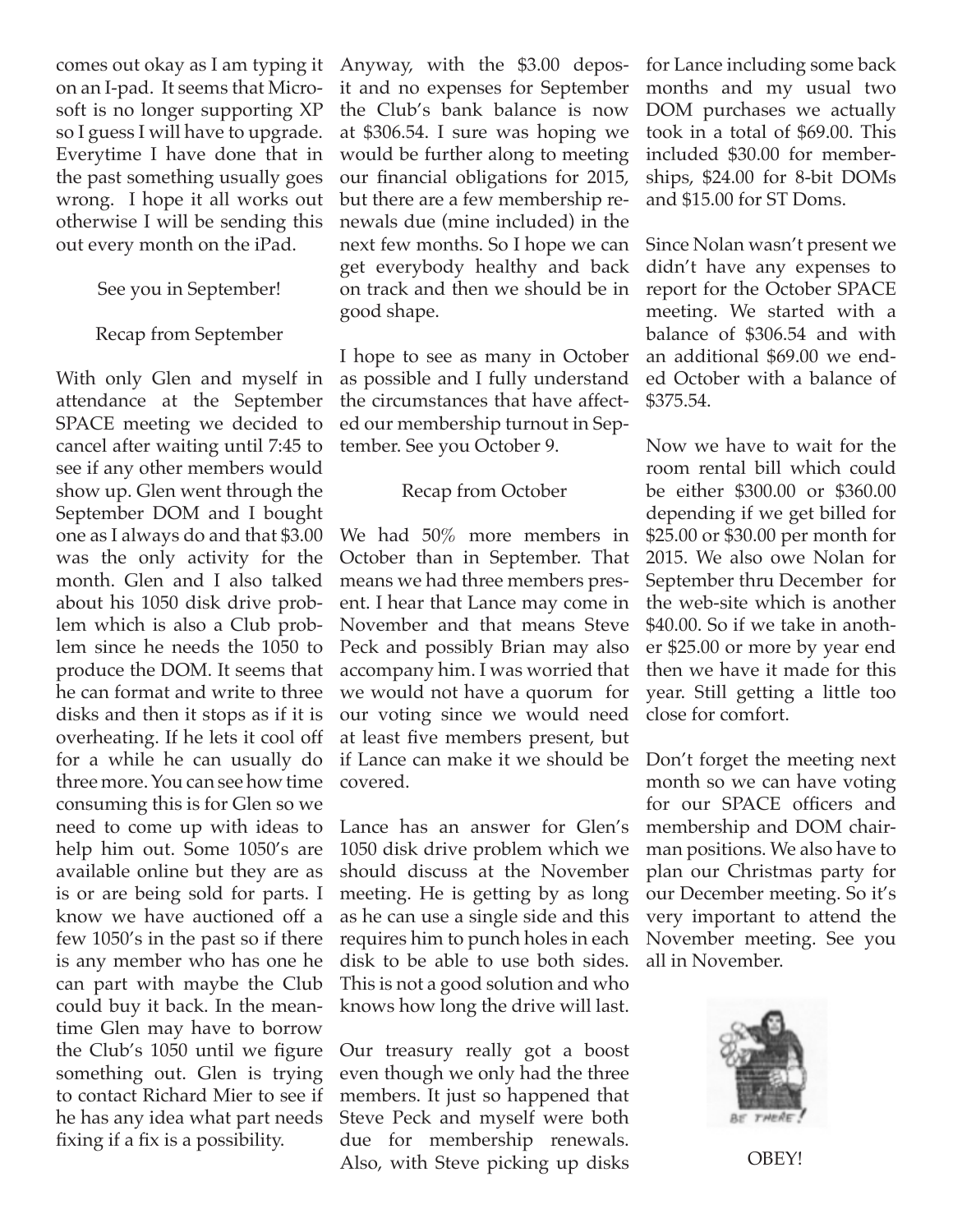comes out okay as I am typing it on an I-pad. It seems that Microsoft is no longer supporting XP so I guess I will have to upgrade. Everytime I have done that in the past something usually goes wrong. I hope it all works out otherwise I will be sending this out every month on the iPad.

See you in September!

Recap from September

With only Glen and myself in attendance at the September SPACE meeting we decided to cancel after waiting until 7:45 to see if any other members would show up. Glen went through the September DOM and I bought one as I always do and that $3.00 was the only activity for the month. Glen and I also talked about his 1050 disk drive problem which is also a Club problem since he needs the 1050 to produce the DOM. It seems that he can format and write to three disks and then it stops as if it is overheating. If he lets it cool off for a while he can usually do three more. You can see how time consuming this is for Glen so we need to come up with ideas to help him out. Some 1050's are available online but they are as is or are being sold for parts. I know we have auctioned off a few 1050's in the past so if there is any member who has one he can part with maybe the Club could buy it back. In the meantime Glen may have to borrow the Club's 1050 until we figure something out. Glen is trying to contact Richard Mier to see if he has any idea what part needs fixing if a fix is a possibility.

Anyway, with the $3.00 deposit and no expenses for September the Club's bank balance is now at $306.54. I sure was hoping we would be further along to meeting our financial obligations for 2015, but there are a few membership renewals due (mine included) in the next few months. So I hope we can get everybody healthy and back on track and then we should be in good shape.

I hope to see as many in October as possible and I fully understand the circumstances that have affected our membership turnout in September. See you October 9.

Recap from October

We had 50% more members in October than in September. That means we had three members present. I hear that Lance may come in November and that means Steve Peck and possibly Brian may also accompany him. I was worried that we would not have a quorum for our voting since we would need at least five members present, but if Lance can make it we should be covered.

Lance has an answer for Glen's 1050 disk drive problem which we should discuss at the November meeting. He is getting by as long as he can use a single side and this requires him to punch holes in each disk to be able to use both sides. This is not a good solution and who knows how long the drive will last.

Our treasury really got a boost even though we only had the three members. It just so happened that Steve Peck and myself were both due for membership renewals. Also, with Steve picking up disks for Lance including some back months and my usual two DOM purchases we actually took in a total of $69.00. This included $30.00 for memberships, $24.00 for 8-bit DOMs and $15.00 for ST Doms.

Since Nolan wasn't present we didn't have any expenses to report for the October SPACE meeting. We started with a balance of $306.54 and with an additional $69.00 we ended October with a balance of $375.54.

Now we have to wait for the room rental bill which could be either $300.00 or $360.00 depending if we get billed for $25.00 or $30.00 per month for 2015. We also owe Nolan for September thru December for the web-site which is another $40.00. So if we take in another $25.00 or more by year end then we have it made for this year. Still getting a little too close for comfort.

Don't forget the meeting next month so we can have voting for our SPACE officers and membership and DOM chairman positions. We also have to plan our Christmas party for our December meeting. So it's very important to attend the November meeting. See you all in November.

BE THERE!

OBEY!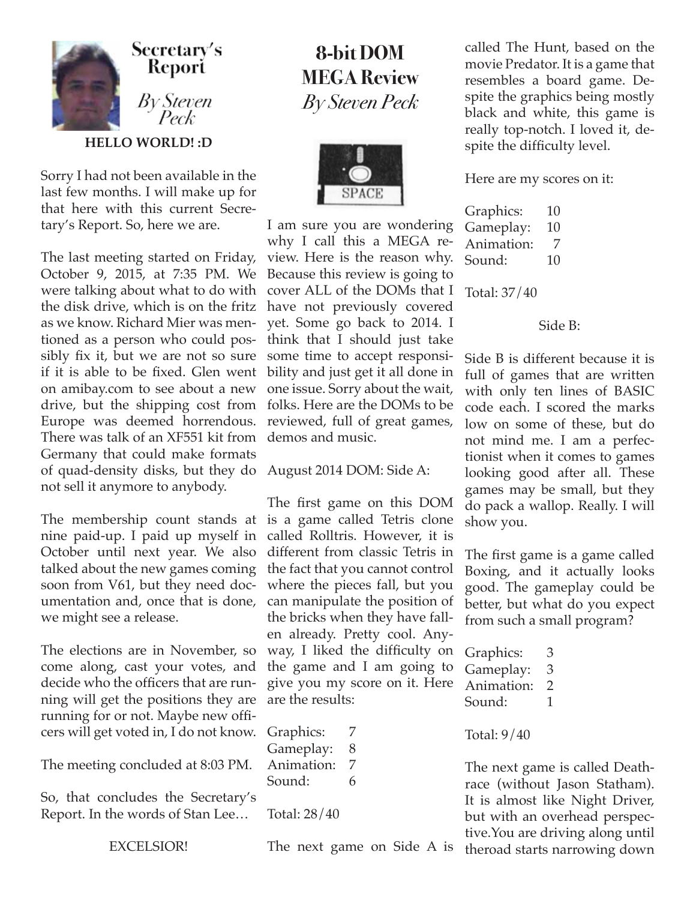## Secretary's Report

*By Steven Peck*

**HELLO WORLD! :D**

Sorry I had not been available in the last few months. I will make up for that here with this current Secretary's Report. So, here we are.

The last meeting started on Friday, October 9, 2015, at 7:35 PM. We were talking about what to do with the disk drive, which is on the fritz as we know. Richard Mier was mentioned as a person who could possibly fix it, but we are not so sure if it is able to be fixed. Glen went on amibay.com to see about a new drive, but the shipping cost from Europe was deemed horrendous. There was talk of an XF551 kit from Germany that could make formats of quad-density disks, but they do not sell it anymore to anybody.

The membership count stands at nine paid-up. I paid up myself in October until next year. We also talked about the new games coming soon from V61, but they need documentation and, once that is done, we might see a release.

The elections are in November, so come along, cast your votes, and decide who the officers that are running will get the positions they are running for or not. Maybe new officers will get voted in, I do not know.

The meeting concluded at 8:03 PM.

So, that concludes the Secretary's Report. In the words of Stan Lee…

EXCELSIOR!

## 8-bit DOM MEGA Review

*By Steven Peck*

I am sure you are wondering why I call this a MEGA review. Here is the reason why. Because this review is going to cover ALL of the DOMs that I have not previously covered yet. Some go back to 2014. I think that I should just take some time to accept responsibility and just get it all done in one issue. Sorry about the wait, folks. Here are the DOMs to be reviewed, full of great games, demos and music.

August 2014 DOM: Side A:

The first game on this DOM is a game called Tetris clone called Rolltris. However, it is different from classic Tetris in the fact that you cannot control where the pieces fall, but you can manipulate the position of the bricks when they have fallen already. Pretty cool. Anyway, I liked the difficulty on the game and I am going to give you my score on it. Here are the results:

Graphics: 7
Gameplay: 8
Animation: 7
Sound: 6

Total: 28/40

The next game on Side A is called The Hunt, based on the movie Predator. It is a game that resembles a board game. Despite the graphics being mostly black and white, this game is really top-notch. I loved it, despite the difficulty level.

Here are my scores on it:

Graphics: 10
Gameplay: 10
Animation: 7
Sound: 10

Total: 37/40

Side B:

Side B is different because it is full of games that are written with only ten lines of BASIC code each. I scored the marks low on some of these, but do not mind me. I am a perfectionist when it comes to games looking good after all. These games may be small, but they do pack a wallop. Really. I will show you.

The first game is a game called Boxing, and it actually looks good. The gameplay could be better, but what do you expect from such a small program?

Graphics: 3
Gameplay: 3
Animation: 2
Sound: 1

Total: 9/40

The next game is called Deathrace (without Jason Statham). It is almost like Night Driver, but with an overhead perspective.You are driving along until theroad starts narrowing down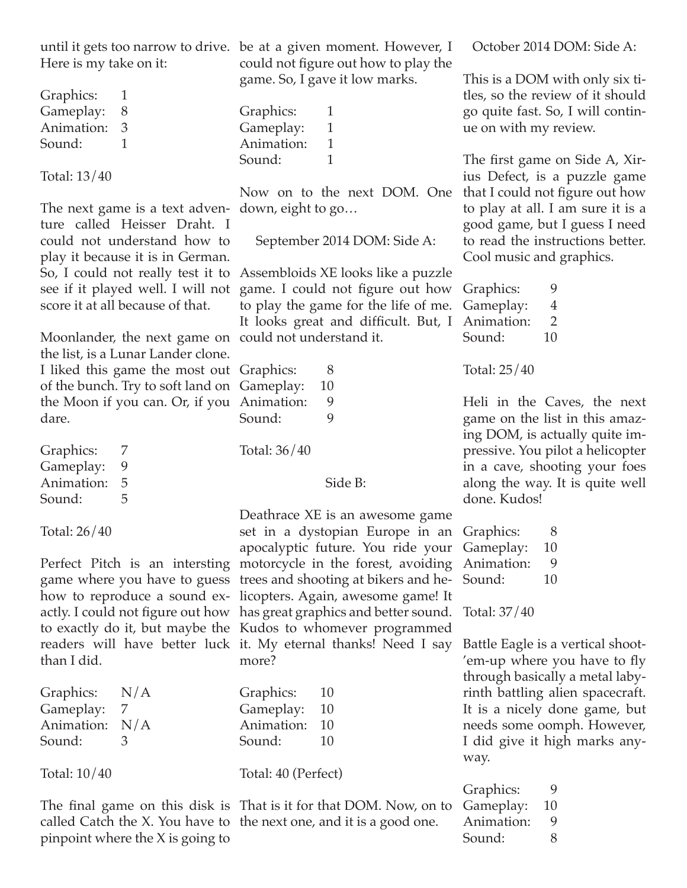until it gets too narrow to drive. Here is my take on it:

| | |
|---|---|
| Graphics: | 1 |
| Gameplay: | 8 |
| Animation: | 3 |
| Sound: | 1 |

Total: 13/40

The next game is a text adventure called Heisser Draht. I could not understand how to play it because it is in German. So, I could not really test it to see if it played well. I will not score it at all because of that.

Moonlander, the next game on the list, is a Lunar Lander clone. I liked this game the most out of the bunch. Try to soft land on the Moon if you can. Or, if you dare.

| | |
|---|---|
| Graphics: | 7 |
| Gameplay: | 9 |
| Animation: | 5 |
| Sound: | 5 |

Total: 26/40

Perfect Pitch is an intersting game where you have to guess how to reproduce a sound exactly. I could not figure out how to exactly do it, but maybe the readers will have better luck than I did.

| | |
|---|---|
| Graphics: | N/A |
| Gameplay: | 7 |
| Animation: | N/A |
| Sound: | 3 |

Total: 10/40

The final game on this disk is called Catch the X. You have to pinpoint where the X is going to be at a given moment. However, I could not figure out how to play the game. So, I gave it low marks.

| | |
|---|---|
| Graphics: | 1 |
| Gameplay: | 1 |
| Animation: | 1 |
| Sound: | 1 |

Now on to the next DOM. One down, eight to go…

September 2014 DOM: Side A:

Assembloids XE looks like a puzzle game. I could not figure out how to play the game for the life of me. It looks great and difficult. But, I could not understand it.

| | |
|---|---|
| Graphics: | 8 |
| Gameplay: | 10 |
| Animation: | 9 |
| Sound: | 9 |

Total: 36/40

Side B:

Deathrace XE is an awesome game set in a dystopian Europe in an apocalyptic future. You ride your motorcycle in the forest, avoiding trees and shooting at bikers and helicopters. Again, awesome game! It has great graphics and better sound. Kudos to whomever programmed it. My eternal thanks! Need I say more?

| | |
|---|---|
| Graphics: | 10 |
| Gameplay: | 10 |
| Animation: | 10 |
| Sound: | 10 |

Total: 40 (Perfect)

That is it for that DOM. Now, on to the next one, and it is a good one.

October 2014 DOM: Side A:

This is a DOM with only six titles, so the review of it should go quite fast. So, I will continue on with my review.

The first game on Side A, Xirius Defect, is a puzzle game that I could not figure out how to play at all. I am sure it is a good game, but I guess I need to read the instructions better. Cool music and graphics.

| | |
|---|---|
| Graphics: | 9 |
| Gameplay: | 4 |
| Animation: | 2 |
| Sound: | 10 |

Total: 25/40

Heli in the Caves, the next game on the list in this amazing DOM, is actually quite impressive. You pilot a helicopter in a cave, shooting your foes along the way. It is quite well done. Kudos!

| | |
|---|---|
| Graphics: | 8 |
| Gameplay: | 10 |
| Animation: | 9 |
| Sound: | 10 |

Total: 37/40

Battle Eagle is a vertical shoot-'em-up where you have to fly through basically a metal labyrinth battling alien spacecraft. It is a nicely done game, but needs some oomph. However, I did give it high marks anyway.

| | |
|---|---|
| Graphics: | 9 |
| Gameplay: | 10 |
| Animation: | 9 |
| Sound: | 8 |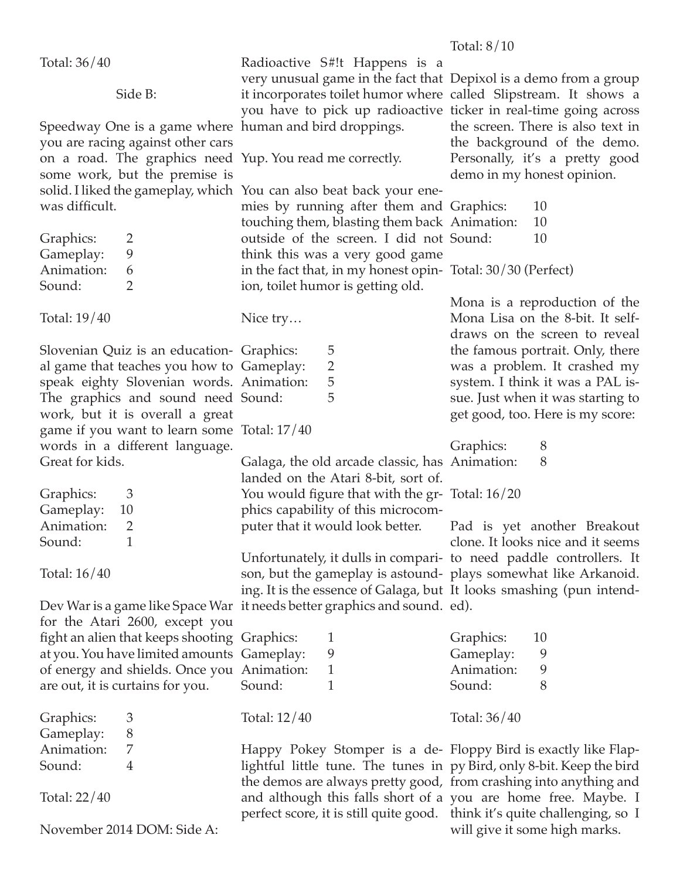Total: 36/40

Side B:

Speedway One is a game where you are racing against other cars on a road. The graphics need some work, but the premise is solid. I liked the gameplay, which was difficult.

| | |
|---|---|
| Graphics: | 2 |
| Gameplay: | 9 |
| Animation: | 6 |
| Sound: | 2 |

Total: 19/40

Slovenian Quiz is an educational game that teaches you how to speak eighty Slovenian words. The graphics and sound need work, but it is overall a great game if you want to learn some words in a different language. Great for kids.

| | |
|---|---|
| Graphics: | 3 |
| Gameplay: | 10 |
| Animation: | 2 |
| Sound: | 1 |

Total: 16/40

Dev War is a game like Space War for the Atari 2600, except you fight an alien that keeps shooting at you. You have limited amounts of energy and shields. Once you are out, it is curtains for you.

| | |
|---|---|
| Graphics: | 3 |
| Gameplay: | 8 |
| Animation: | 7 |
| Sound: | 4 |

Total: 22/40

November 2014 DOM: Side A:

Radioactive S#!t Happens is a very unusual game in the fact that it incorporates toilet humor where you have to pick up radioactive human and bird droppings.

Yup. You read me correctly.

You can also beat back your enemies by running after them and touching them, blasting them back outside of the screen. I did not think this was a very good game in the fact that, in my honest opinion, toilet humor is getting old.

Nice try…

| | |
|---|---|
| Graphics: | 5 |
| Gameplay: | 2 |
| Animation: | 5 |
| Sound: | 5 |

Total: 17/40

Galaga, the old arcade classic, has landed on the Atari 8-bit, sort of. You would figure that with the grphics capability of this microcomputer that it would look better.

Unfortunately, it dulls in comparison, but the gameplay is astounding. It is the essence of Galaga, but it needs better graphics and sound.

| | |
|---|---|
| Graphics: | 1 |
| Gameplay: | 9 |
| Animation: | 1 |
| Sound: | 1 |

Total: 12/40

Happy Pokey Stomper is a delightful little tune. The tunes in the demos are always pretty good, and although this falls short of a perfect score, it is still quite good.

Total: 8/10

Depixol is a demo from a group called Slipstream. It shows a ticker in real-time going across the screen. There is also text in the background of the demo. Personally, it's a pretty good demo in my honest opinion.

| | |
|---|---|
| Graphics: | 10 |
| Animation: | 10 |
| Sound: | 10 |

Total: 30/30 (Perfect)

Mona is a reproduction of the Mona Lisa on the 8-bit. It self-draws on the screen to reveal the famous portrait. Only, there was a problem. It crashed my system. I think it was a PAL issue. Just when it was starting to get good, too. Here is my score:

| | |
|---|---|
| Graphics: | 8 |
| Animation: | 8 |

Total: 16/20

Pad is yet another Breakout clone. It looks nice and it seems to need paddle controllers. It plays somewhat like Arkanoid. It looks smashing (pun intended).

| | |
|---|---|
| Graphics: | 10 |
| Gameplay: | 9 |
| Animation: | 9 |
| Sound: | 8 |

Total: 36/40

Floppy Bird is exactly like Flappy Bird, only 8-bit. Keep the bird from crashing into anything and you are home free. Maybe. I think it's quite challenging, so I will give it some high marks.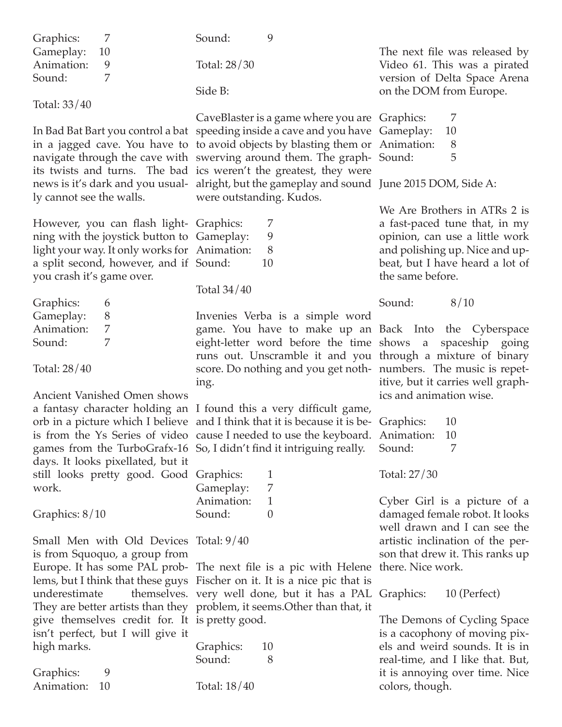Graphics: 7
Gameplay: 10
Animation: 9
Sound: 7

Total: 33/40

In Bad Bat Bart you control a bat in a jagged cave. You have to navigate through the cave with its twists and turns. The bad news is it's dark and you usually cannot see the walls.

However, you can flash lightning with the joystick button to light your way. It only works for a split second, however, and if you crash it's game over.

Graphics: 6
Gameplay: 8
Animation: 7
Sound: 7

Total: 28/40

Ancient Vanished Omen shows a fantasy character holding an orb in a picture which I believe is from the Ys Series of video games from the TurboGrafx-16 days. It looks pixellated, but it still looks pretty good. Good work.

Graphics: 8/10

Small Men with Old Devices is from Squoquo, a group from Europe. It has some PAL problems, but I think that these guys underestimate themselves. They are better artists than they give themselves credit for. It isn't perfect, but I will give it high marks.

Graphics: 9
Animation: 10
Sound: 9

Total: 28/30

Side B:

CaveBlaster is a game where you are speeding inside a cave and you have to avoid objects by blasting them or swerving around them. The graphics weren't the greatest, they were alright, but the gameplay and sound were outstanding. Kudos.

Graphics: 7
Gameplay: 9
Animation: 8
Sound: 10

Total 34/40

Invenies Verba is a simple word game. You have to make up an eight-letter word before the time runs out. Unscramble it and you score. Do nothing and you get nothing.

I found this a very difficult game, and I think that it is because it is because I needed to use the keyboard. So, I didn't find it intriguing really.

Graphics: 1
Gameplay: 7
Animation: 1
Sound: 0

Total: 9/40

The next file is a pic with Helene Fischer on it. It is a nice pic that is very well done, but it has a PAL problem, it seems.Other than that, it is pretty good.

Graphics: 10
Sound: 8

Total: 18/40

The next file was released by Video 61. This was a pirated version of Delta Space Arena on the DOM from Europe.

Graphics: 7
Gameplay: 10
Animation: 8
Sound: 5

June 2015 DOM, Side A:

We Are Brothers in ATRs 2 is a fast-paced tune that, in my opinion, can use a little work and polishing up. Nice and upbeat, but I have heard a lot of the same before.

Sound: 8/10

Back Into the Cyberspace shows a spaceship going through a mixture of binary numbers. The music is repetitive, but it carries well graphics and animation wise.

Graphics: 10
Animation: 10
Sound: 7

Total: 27/30

Cyber Girl is a picture of a damaged female robot. It looks well drawn and I can see the artistic inclination of the person that drew it. This ranks up there. Nice work.

Graphics: 10 (Perfect)

The Demons of Cycling Space is a cacophony of moving pixels and weird sounds. It is in real-time, and I like that. But, it is annoying over time. Nice colors, though.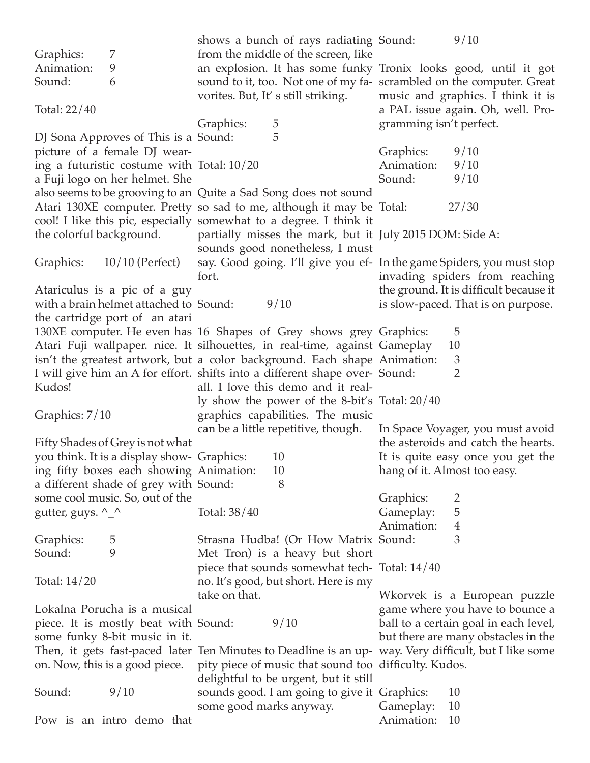Graphics: 7
Animation: 9
Sound: 6

Total: 22/40

DJ Sona Approves of This is a picture of a female DJ wearing a futuristic costume with a Fuji logo on her helmet. She also seems to be grooving to an Atari 130XE computer. Pretty cool! I like this pic, especially the colorful background.

Graphics: 10/10 (Perfect)

Atariculus is a pic of a guy with a brain helmet attached to the cartridge port of an atari 130XE computer. He even has Atari Fuji wallpaper. nice. It isn't the greatest artwork, but I will give him an A for effort. Kudos!

Graphics: 7/10

Fifty Shades of Grey is not what you think. It is a display showing fifty boxes each showing a different shade of grey with some cool music. So, out of the gutter, guys. ^_^

Graphics: 5
Sound: 9

Total: 14/20

Lokalna Porucha is a musical piece. It is mostly beat with some funky 8-bit music in it. Then, it gets fast-paced later on. Now, this is a good piece.

Sound: 9/10

Pow is an intro demo that shows a bunch of rays radiating from the middle of the screen, like an explosion. It has some funky sound to it, too. Not one of my favorites. But, It' s still striking.

Graphics: 5
Sound: 5

Total: 10/20

Quite a Sad Song does not sound so sad to me, although it may be somewhat to a degree. I think it partially misses the mark, but it sounds good nonetheless, I must say. Good going. I'll give you effort.

Sound: 9/10

16 Shapes of Grey shows grey silhouettes, in real-time, against a color background. Each shape shifts into a different shape overall. I love this demo and it really show the power of the 8-bit's graphics capabilities. The music can be a little repetitive, though.

Graphics: 10
Animation: 10
Sound: 8

Total: 38/40

Strasna Hudba! (Or How Matrix Met Tron) is a heavy but short piece that sounds somewhat techno. It's good, but short. Here is my take on that.

Sound: 9/10

Ten Minutes to Deadline is an uppity piece of music that sound too delightful to be urgent, but it still sounds good. I am going to give it some good marks anyway.

Sound: 9/10

Tronix looks good, until it got scrambled on the computer. Great music and graphics. I think it is a PAL issue again. Oh, well. Programming isn't perfect.

Graphics: 9/10
Animation: 9/10
Sound: 9/10

Total: 27/30

July 2015 DOM: Side A:

In the game Spiders, you must stop invading spiders from reaching the ground. It is difficult because it is slow-paced. That is on purpose.

Graphics: 5
Gameplay 10
Animation: 3
Sound: 2

Total: 20/40

In Space Voyager, you must avoid the asteroids and catch the hearts. It is quite easy once you get the hang of it. Almost too easy.

Graphics: 2
Gameplay: 5
Animation: 4
Sound: 3

Total: 14/40

Wkorvek is a European puzzle game where you have to bounce a ball to a certain goal in each level, but there are many obstacles in the way. Very difficult, but I like some difficulty. Kudos.

Graphics: 10
Gameplay: 10
Animation: 10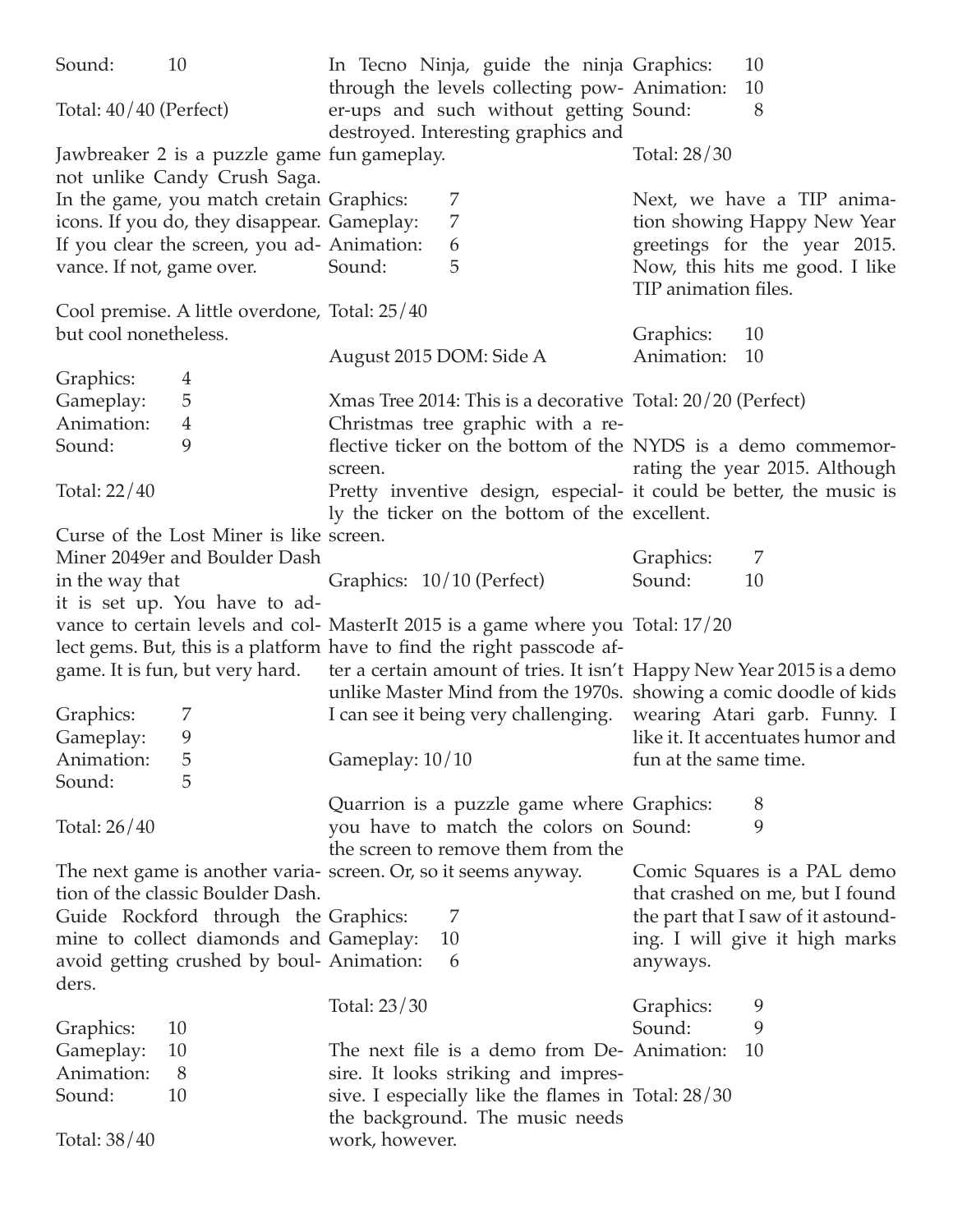Sound: 10

Total: 40/40 (Perfect)

Jawbreaker 2 is a puzzle game not unlike Candy Crush Saga. In the game, you match cretain icons. If you do, they disappear. If you clear the screen, you advance. If not, game over.

Cool premise. A little overdone, but cool nonetheless.

Graphics: 4
Gameplay: 5
Animation: 4
Sound: 9

Total: 22/40

Curse of the Lost Miner is like Miner 2049er and Boulder Dash in the way that it is set up. You have to advance to certain levels and collect gems. But, this is a platform game. It is fun, but very hard.

Graphics: 7
Gameplay: 9
Animation: 5
Sound: 5

Total: 26/40

The next game is another variation of the classic Boulder Dash. Guide Rockford through the mine to collect diamonds and avoid getting crushed by boulders.

Graphics: 10
Gameplay: 10
Animation: 8
Sound: 10

Total: 38/40

In Tecno Ninja, guide the ninja through the levels collecting power-ups and such without getting destroyed. Interesting graphics and fun gameplay.

Graphics: 7
Gameplay: 7
Animation: 6
Sound: 5

Total: 25/40

August 2015 DOM: Side A

Xmas Tree 2014: This is a decorative Christmas tree graphic with a reflective ticker on the bottom of the screen.
Pretty inventive design, especially the ticker on the bottom of the screen.

Graphics: 10/10 (Perfect)

MasterIt 2015 is a game where you have to find the right passcode after a certain amount of tries. It isn't unlike Master Mind from the 1970s. I can see it being very challenging.

Gameplay: 10/10

Quarrion is a puzzle game where you have to match the colors on the screen to remove them from the screen. Or, so it seems anyway.

Graphics: 7
Gameplay: 10
Animation: 6

Total: 23/30

The next file is a demo from Desire. It looks striking and impressive. I especially like the flames in the background. The music needs work, however.

Graphics: 10
Animation: 10
Sound: 8

Total: 28/30

Next, we have a TIP animation showing Happy New Year greetings for the year 2015. Now, this hits me good. I like TIP animation files.

Graphics: 10
Animation: 10

Total: 20/20 (Perfect)

NYDS is a demo commemorating the year 2015. Although it could be better, the music is excellent.

Graphics: 7
Sound: 10

Total: 17/20

Happy New Year 2015 is a demo showing a comic doodle of kids wearing Atari garb. Funny. I like it. It accentuates humor and fun at the same time.

Graphics: 8
Sound: 9

Comic Squares is a PAL demo that crashed on me, but I found the part that I saw of it astounding. I will give it high marks anyways.

Graphics: 9
Sound: 9
Animation: 10

Total: 28/30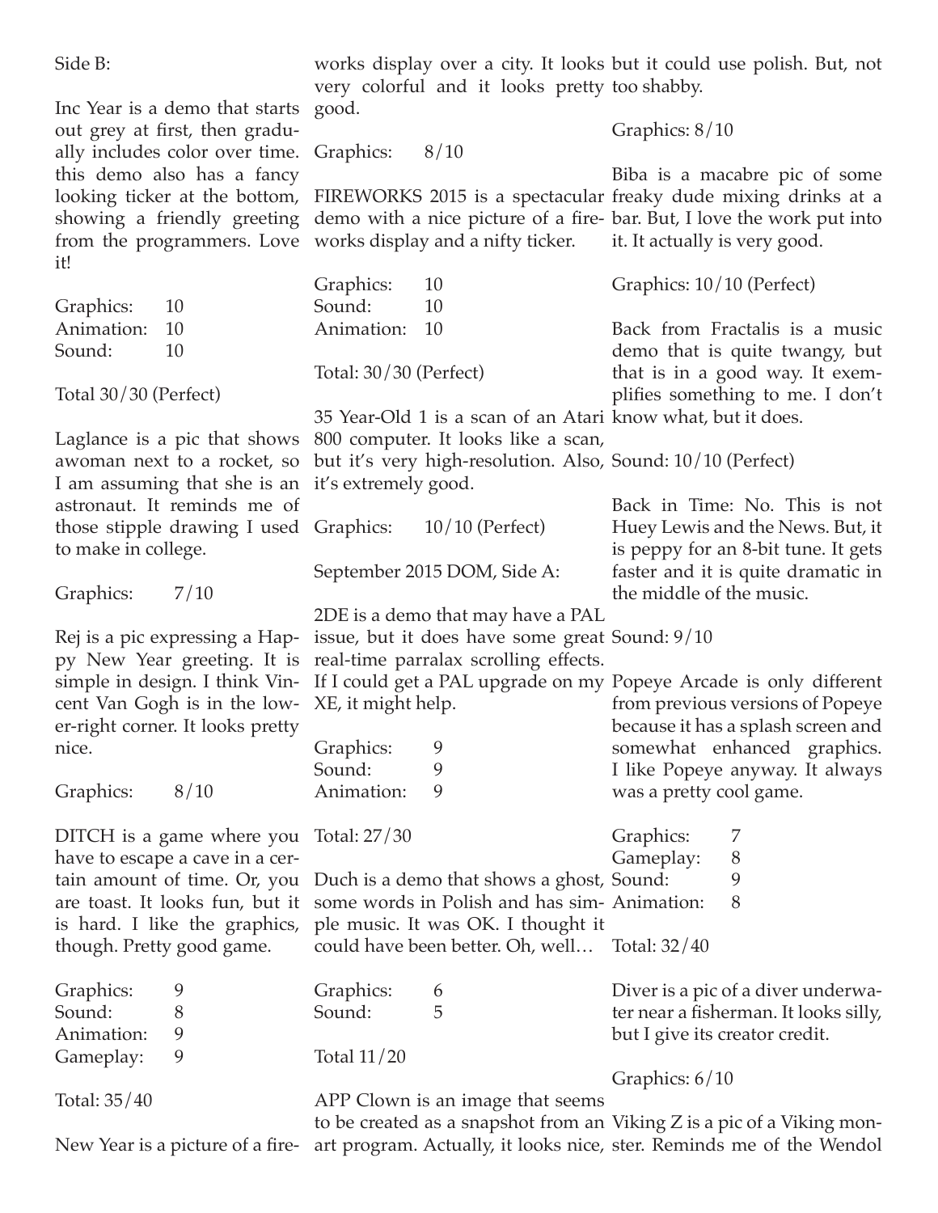Side B:

Inc Year is a demo that starts out grey at first, then gradually includes color over time. this demo also has a fancy looking ticker at the bottom, showing a friendly greeting from the programmers. Love it!

Graphics: 10
Animation: 10
Sound: 10

Total 30/30 (Perfect)

Laglance is a pic that shows awoman next to a rocket, so I am assuming that she is an astronaut. It reminds me of those stipple drawing I used to make in college.

Graphics: 7/10

Rej is a pic expressing a Happy New Year greeting. It is simple in design. I think Vincent Van Gogh is in the lower-right corner. It looks pretty nice.

Graphics: 8/10

DITCH is a game where you have to escape a cave in a certain amount of time. Or, you are toast. It looks fun, but it is hard. I like the graphics, though. Pretty good game.

Graphics: 9
Sound: 8
Animation: 9
Gameplay: 9

Total: 35/40

New Year is a picture of a fireworks display over a city. It looks very colorful and it looks pretty good.

Graphics: 8/10

FIREWORKS 2015 is a spectacular demo with a nice picture of a fireworks display and a nifty ticker.

Graphics: 10
Sound: 10
Animation: 10

Total: 30/30 (Perfect)

35 Year-Old 1 is a scan of an Atari 800 computer. It looks like a scan, but it's very high-resolution. Also, it's extremely good.

Graphics: 10/10 (Perfect)

September 2015 DOM, Side A:

2DE is a demo that may have a PAL issue, but it does have some great real-time parralax scrolling effects. If I could get a PAL upgrade on my XE, it might help.

Graphics: 9
Sound: 9
Animation: 9

Total: 27/30

Duch is a demo that shows a ghost, some words in Polish and has simple music. It was OK. I thought it could have been better. Oh, well…

Graphics: 6
Sound: 5

Total 11/20

APP Clown is an image that seems to be created as a snapshot from an art program. Actually, it looks nice, but it could use polish. But, not too shabby.

Graphics: 8/10

Biba is a macabre pic of some freaky dude mixing drinks at a bar. But, I love the work put into it. It actually is very good.

Graphics: 10/10 (Perfect)

Back from Fractalis is a music demo that is quite twangy, but that is in a good way. It exemplifies something to me. I don't know what, but it does.

Sound: 10/10 (Perfect)

Back in Time: No. This is not Huey Lewis and the News. But, it is peppy for an 8-bit tune. It gets faster and it is quite dramatic in the middle of the music.

Sound: 9/10

Popeye Arcade is only different from previous versions of Popeye because it has a splash screen and somewhat enhanced graphics. I like Popeye anyway. It always was a pretty cool game.

Graphics: 7
Gameplay: 8
Sound: 9
Animation: 8

Total: 32/40

Diver is a pic of a diver underwater near a fisherman. It looks silly, but I give its creator credit.

Graphics: 6/10

Viking Z is a pic of a Viking monster. Reminds me of the Wendol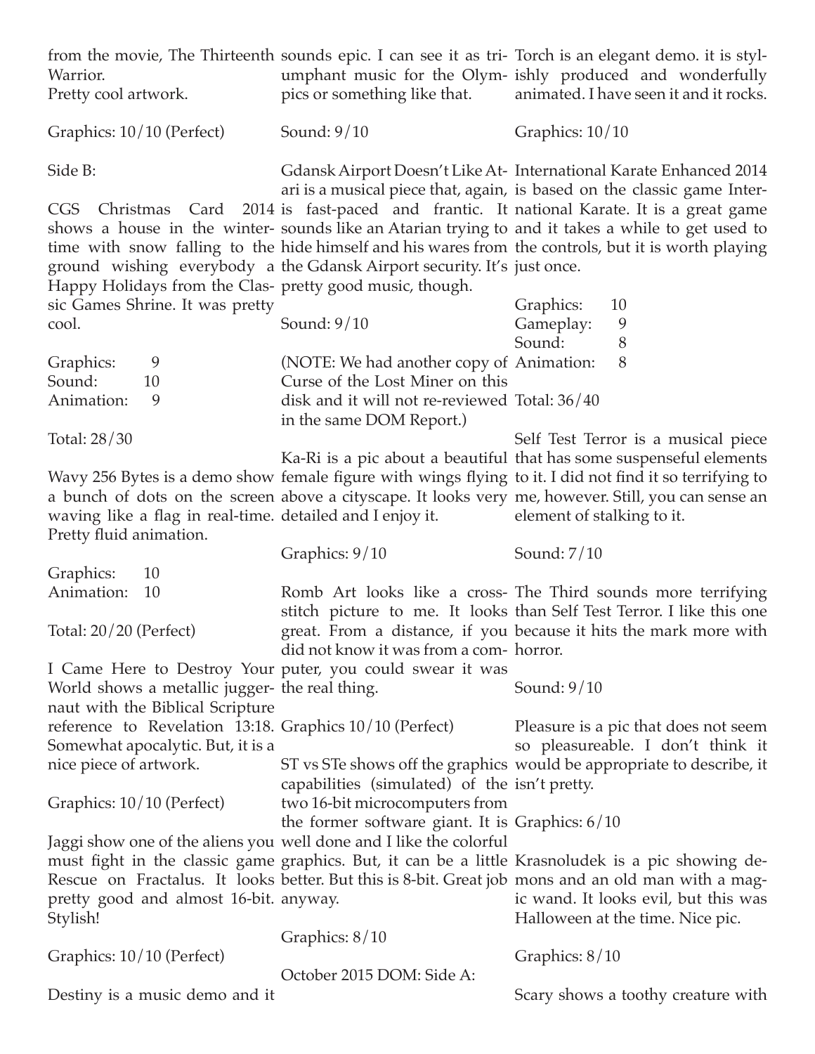from the movie, The Thirteenth Warrior.
Pretty cool artwork.

Graphics: 10/10 (Perfect)

Side B:

CGS Christmas Card 2014 shows a house in the wintertime with snow falling to the ground wishing everybody a Happy Holidays from the Classic Games Shrine. It was pretty cool.

| | |
|---|---|
| Graphics: | 9 |
| Sound: | 10 |
| Animation: | 9 |

Total: 28/30

Wavy 256 Bytes is a demo show a bunch of dots on the screen waving like a flag in real-time. Pretty fluid animation.

| | |
|---|---|
| Graphics: | 10 |
| Animation: | 10 |

Total: 20/20 (Perfect)

I Came Here to Destroy Your World shows a metallic juggernaut with the Biblical Scripture reference to Revelation 13:18. Somewhat apocalytic. But, it is a nice piece of artwork.

Graphics: 10/10 (Perfect)

Jaggi show one of the aliens you must fight in the classic game Rescue on Fractalus. It looks pretty good and almost 16-bit. Stylish!

Graphics: 10/10 (Perfect)

Destiny is a music demo and it sounds epic. I can see it as triumphant music for the Olympics or something like that.

Sound: 9/10

Gdansk Airport Doesn't Like Atari is a musical piece that, again, is fast-paced and frantic. It sounds like an Atarian trying to hide himself and his wares from the Gdansk Airport security. It's pretty good music, though.

Sound: 9/10

(NOTE: We had another copy of Curse of the Lost Miner on this disk and it will not re-reviewed in the same DOM Report.)

Ka-Ri is a pic about a beautiful female figure with wings flying above a cityscape. It looks very detailed and I enjoy it.

Graphics: 9/10

Romb Art looks like a cross-stitch picture to me. It looks great. From a distance, if you did not know it was from a computer, you could swear it was the real thing.

Graphics 10/10 (Perfect)

ST vs STe shows off the graphics capabilities (simulated) of the two 16-bit microcomputers from the former software giant. It is well done and I like the colorful graphics. But, it can be a little better. But this is 8-bit. Great job anyway.

Graphics: 8/10

October 2015 DOM: Side A:

Torch is an elegant demo. it is stylishly produced and wonderfully animated. I have seen it and it rocks.

Graphics: 10/10

International Karate Enhanced 2014 is based on the classic game International Karate. It is a great game and it takes a while to get used to the controls, but it is worth playing just once.

| | |
|---|---|
| Graphics: | 10 |
| Gameplay: | 9 |
| Sound: | 8 |
| Animation: | 8 |

Total: 36/40

Self Test Terror is a musical piece that has some suspenseful elements to it. I did not find it so terrifying to me, however. Still, you can sense an element of stalking to it.

Sound: 7/10

The Third sounds more terrifying than Self Test Terror. I like this one because it hits the mark more with horror.

Sound: 9/10

Pleasure is a pic that does not seem so pleasureable. I don't think it would be appropriate to describe, it isn't pretty.

Graphics: 6/10

Krasnoludek is a pic showing demons and an old man with a magic wand. It looks evil, but this was Halloween at the time. Nice pic.

Graphics: 8/10

Scary shows a toothy creature with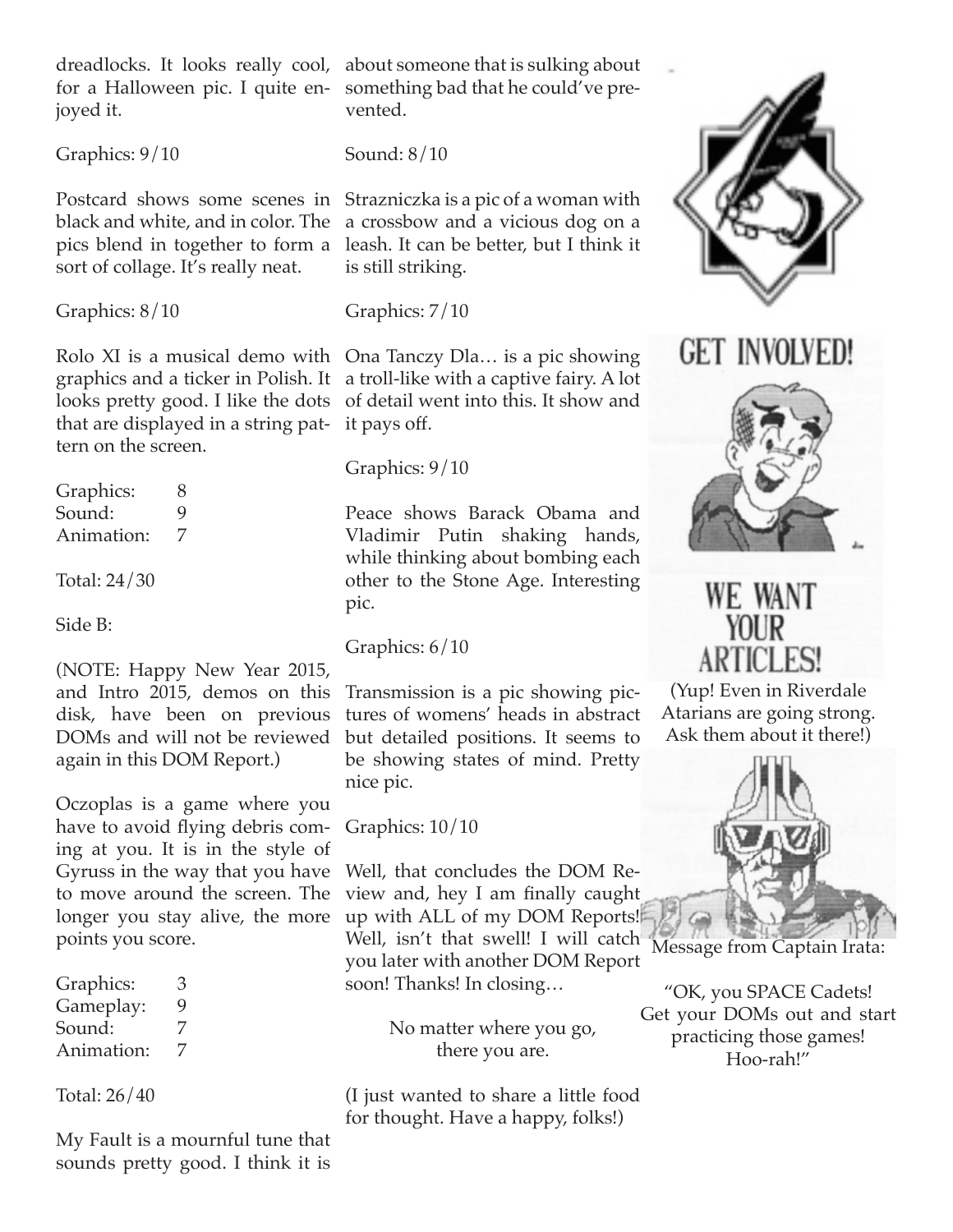dreadlocks. It looks really cool, for a Halloween pic. I quite enjoyed it.

Graphics: 9/10

Postcard shows some scenes in black and white, and in color. The pics blend in together to form a sort of collage. It's really neat.

Graphics: 8/10

Rolo XI is a musical demo with graphics and a ticker in Polish. It looks pretty good. I like the dots that are displayed in a string pattern on the screen.

| | |
|---|---|
| Graphics: | 8 |
| Sound: | 9 |
| Animation: | 7 |

Total: 24/30

Side B:

(NOTE: Happy New Year 2015, and Intro 2015, demos on this disk, have been on previous DOMs and will not be reviewed again in this DOM Report.)

Oczoplas is a game where you have to avoid flying debris coming at you. It is in the style of Gyruss in the way that you have to move around the screen. The longer you stay alive, the more points you score.

| | |
|---|---|
| Graphics: | 3 |
| Gameplay: | 9 |
| Sound: | 7 |
| Animation: | 7 |

Total: 26/40

My Fault is a mournful tune that sounds pretty good. I think it is about someone that is sulking about something bad that he could've prevented.

Sound: 8/10

Strazniczka is a pic of a woman with a crossbow and a vicious dog on a leash. It can be better, but I think it is still striking.

Graphics: 7/10

Ona Tanczy Dla… is a pic showing a troll-like with a captive fairy. A lot of detail went into this. It show and it pays off.

Graphics: 9/10

Peace shows Barack Obama and Vladimir Putin shaking hands, while thinking about bombing each other to the Stone Age. Interesting pic.

Graphics: 6/10

Transmission is a pic showing pictures of womens' heads in abstract but detailed positions. It seems to be showing states of mind. Pretty nice pic.

Graphics: 10/10

Well, that concludes the DOM Review and, hey I am finally caught up with ALL of my DOM Reports! Well, isn't that swell! I will catch you later with another DOM Report soon! Thanks! In closing…

No matter where you go,
there you are.

(I just wanted to share a little food for thought. Have a happy, folks!)

GET INVOLVED!

WE WANT YOUR ARTICLES!

(Yup! Even in Riverdale Atarians are going strong. Ask them about it there!)

Message from Captain Irata:

"OK, you SPACE Cadets! Get your DOMs out and start practicing those games! Hoo-rah!"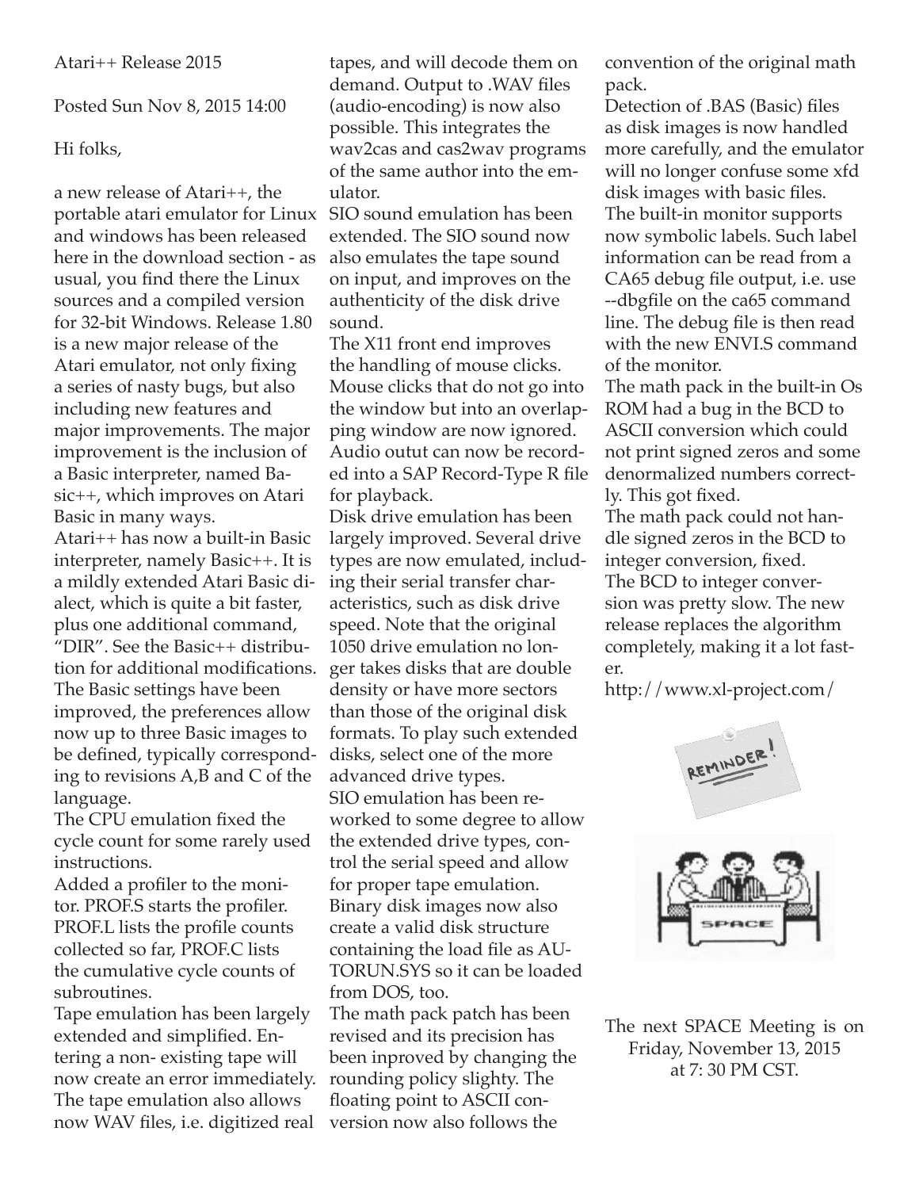Atari++ Release 2015

Posted Sun Nov 8, 2015 14:00

Hi folks,

a new release of Atari++, the portable atari emulator for Linux and windows has been released here in the download section - as usual, you find there the Linux sources and a compiled version for 32-bit Windows. Release 1.80 is a new major release of the Atari emulator, not only fixing a series of nasty bugs, but also including new features and major improvements. The major improvement is the inclusion of a Basic interpreter, named Basic++, which improves on Atari Basic in many ways.

Atari++ has now a built-in Basic interpreter, namely Basic++. It is a mildly extended Atari Basic dialect, which is quite a bit faster, plus one additional command, "DIR". See the Basic++ distribution for additional modifications.

The Basic settings have been improved, the preferences allow now up to three Basic images to be defined, typically corresponding to revisions A,B and C of the language.

The CPU emulation fixed the cycle count for some rarely used instructions.

Added a profiler to the monitor. PROF.S starts the profiler. PROF.L lists the profile counts collected so far, PROF.C lists the cumulative cycle counts of subroutines.

Tape emulation has been largely extended and simplified. Entering a non- existing tape will now create an error immediately. The tape emulation also allows now WAV files, i.e. digitized real tapes, and will decode them on demand. Output to .WAV files (audio-encoding) is now also possible. This integrates the wav2cas and cas2wav programs of the same author into the emulator.

SIO sound emulation has been extended. The SIO sound now also emulates the tape sound on input, and improves on the authenticity of the disk drive sound.

The X11 front end improves the handling of mouse clicks. Mouse clicks that do not go into the window but into an overlapping window are now ignored. Audio outut can now be recorded into a SAP Record-Type R file for playback.

Disk drive emulation has been largely improved. Several drive types are now emulated, including their serial transfer characteristics, such as disk drive speed. Note that the original 1050 drive emulation no longer takes disks that are double density or have more sectors than those of the original disk formats. To play such extended disks, select one of the more advanced drive types.

SIO emulation has been reworked to some degree to allow the extended drive types, control the serial speed and allow for proper tape emulation.

Binary disk images now also create a valid disk structure containing the load file as AUTORUN.SYS so it can be loaded from DOS, too.

The math pack patch has been revised and its precision has been inproved by changing the rounding policy slighty. The floating point to ASCII conversion now also follows the convention of the original math pack.

Detection of .BAS (Basic) files as disk images is now handled more carefully, and the emulator will no longer confuse some xfd disk images with basic files.

The built-in monitor supports now symbolic labels. Such label information can be read from a CA65 debug file output, i.e. use --dbgfile on the ca65 command line. The debug file is then read with the new ENVI.S command of the monitor.

The math pack in the built-in Os ROM had a bug in the BCD to ASCII conversion which could not print signed zeros and some denormalized numbers correctly. This got fixed.

The math pack could not handle signed zeros in the BCD to integer conversion, fixed.

The BCD to integer conversion was pretty slow. The new release replaces the algorithm completely, making it a lot faster.

http://www.xl-project.com/

The next SPACE Meeting is on Friday, November 13, 2015 at 7: 30 PM CST.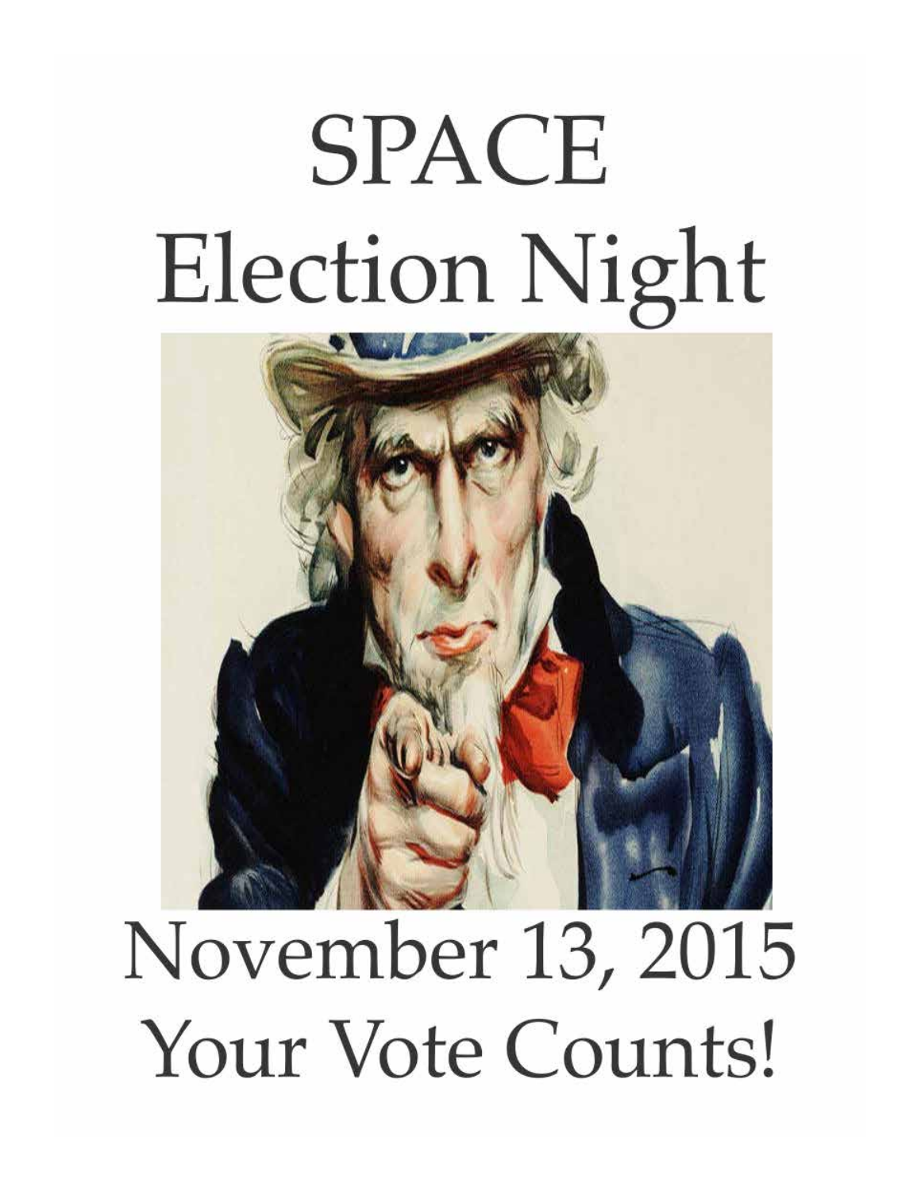# SPACE Election Night

# November 13, 2015 Your Vote Counts!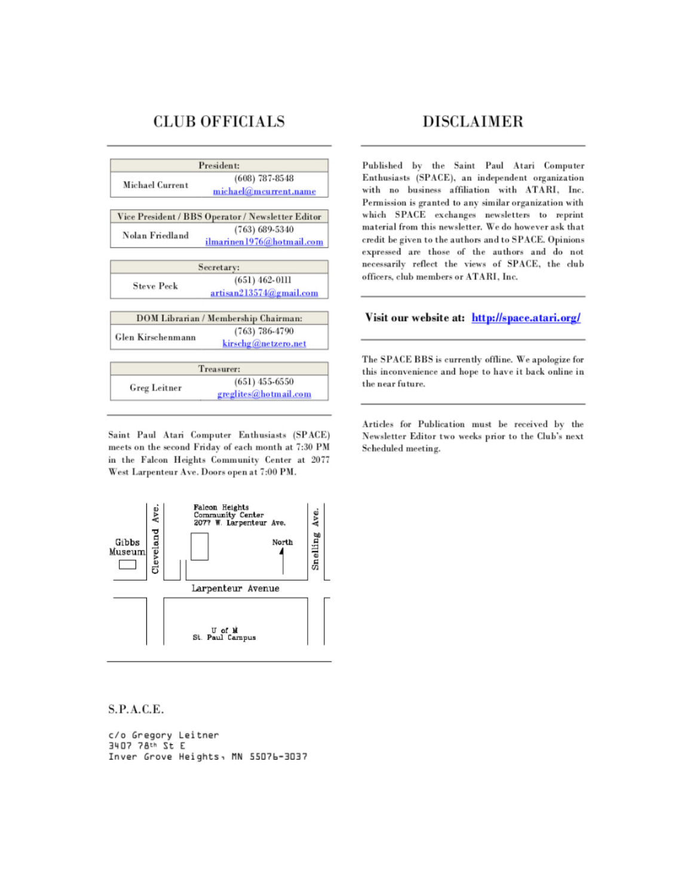## CLUB OFFICIALS

| President: | |
|---|---|
| Michael Current | (608) 787-8548<br>michael@mcurrent.name |

| Vice President / BBS Operator / Newsletter Editor | |
|---|---|
| Nolan Friedland | (763) 689-5340<br>ilmarinen1976@hotmail.com |

| Secretary: | |
|---|---|
| Steve Peck | (651) 462-0111<br>artisan213574@gmail.com |

| DOM Librarian / Membership Chairman: | |
|---|---|
| Glen Kirschenmann | (763) 786-4790<br>kirschg@netzero.net |

| Treasurer: | |
|---|---|
| Greg Leitner | (651) 455-6550<br>greglites@hotmail.com |

Saint Paul Atari Computer Enthusiasts (SPACE) meets on the second Friday of each month at 7:30 PM in the Falcon Heights Community Center at 2077 West Larpenteur Ave. Doors open at 7:00 PM.

Falcon Heights Community Center 2077 W. Larpenteur Ave.
Gibbs Museum
Cleveland Ave.
Snelling Ave.
North
Larpenteur Avenue
U of M St. Paul Campus

S.P.A.C.E.

c/o Gregory Leitner
3407 78th St E
Inver Grove Heights, MN 55076-3037

## DISCLAIMER

Published by the Saint Paul Atari Computer Enthusiasts (SPACE), an independent organization with no business affiliation with ATARI, Inc. Permission is granted to any similar organization with which SPACE exchanges newsletters to reprint material from this newsletter. We do however ask that credit be given to the authors and to SPACE. Opinions expressed are those of the authors and do not necessarily reflect the views of SPACE, the club officers, club members or ATARI, Inc.

**Visit our website at: http://space.atari.org/**

The SPACE BBS is currently offline. We apologize for this inconvenience and hope to have it back online in the near future.

Articles for Publication must be received by the Newsletter Editor two weeks prior to the Club's next Scheduled meeting.